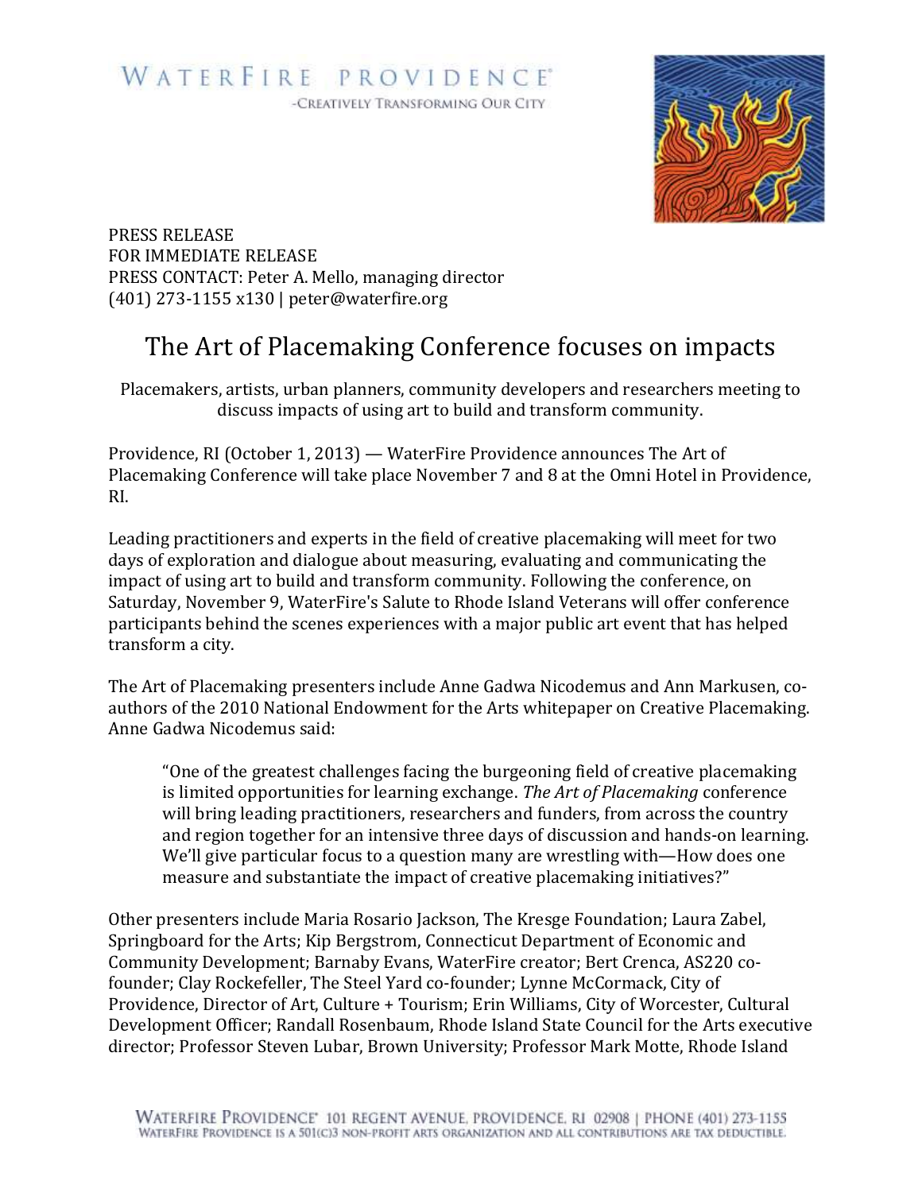WATERFIRE PROVIDENCE®

-CREATIVELY TRANSFORMING OUR CITY

PRESS RELEASE
FOR IMMEDIATE RELEASE
PRESS CONTACT: Peter A. Mello, managing director
(401) 273-1155 x130 | peter@waterfire.org

# The Art of Placemaking Conference focuses on impacts

Placemakers, artists, urban planners, community developers and researchers meeting to discuss impacts of using art to build and transform community.

Providence, RI (October 1, 2013) — WaterFire Providence announces The Art of Placemaking Conference will take place November 7 and 8 at the Omni Hotel in Providence, RI.

Leading practitioners and experts in the field of creative placemaking will meet for two days of exploration and dialogue about measuring, evaluating and communicating the impact of using art to build and transform community. Following the conference, on Saturday, November 9, WaterFire's Salute to Rhode Island Veterans will offer conference participants behind the scenes experiences with a major public art event that has helped transform a city.

The Art of Placemaking presenters include Anne Gadwa Nicodemus and Ann Markusen, co-authors of the 2010 National Endowment for the Arts whitepaper on Creative Placemaking. Anne Gadwa Nicodemus said:

> "One of the greatest challenges facing the burgeoning field of creative placemaking is limited opportunities for learning exchange. *The Art of Placemaking* conference will bring leading practitioners, researchers and funders, from across the country and region together for an intensive three days of discussion and hands-on learning. We'll give particular focus to a question many are wrestling with—How does one measure and substantiate the impact of creative placemaking initiatives?"

Other presenters include Maria Rosario Jackson, The Kresge Foundation; Laura Zabel, Springboard for the Arts; Kip Bergstrom, Connecticut Department of Economic and Community Development; Barnaby Evans, WaterFire creator; Bert Crenca, AS220 co-founder; Clay Rockefeller, The Steel Yard co-founder; Lynne McCormack, City of Providence, Director of Art, Culture + Tourism; Erin Williams, City of Worcester, Cultural Development Officer; Randall Rosenbaum, Rhode Island State Council for the Arts executive director; Professor Steven Lubar, Brown University; Professor Mark Motte, Rhode Island

WATERFIRE PROVIDENCE® 101 REGENT AVENUE, PROVIDENCE, RI 02908 | PHONE (401) 273-1155
WATERFIRE PROVIDENCE IS A 501(C)3 NON-PROFIT ARTS ORGANIZATION AND ALL CONTRIBUTIONS ARE TAX DEDUCTIBLE.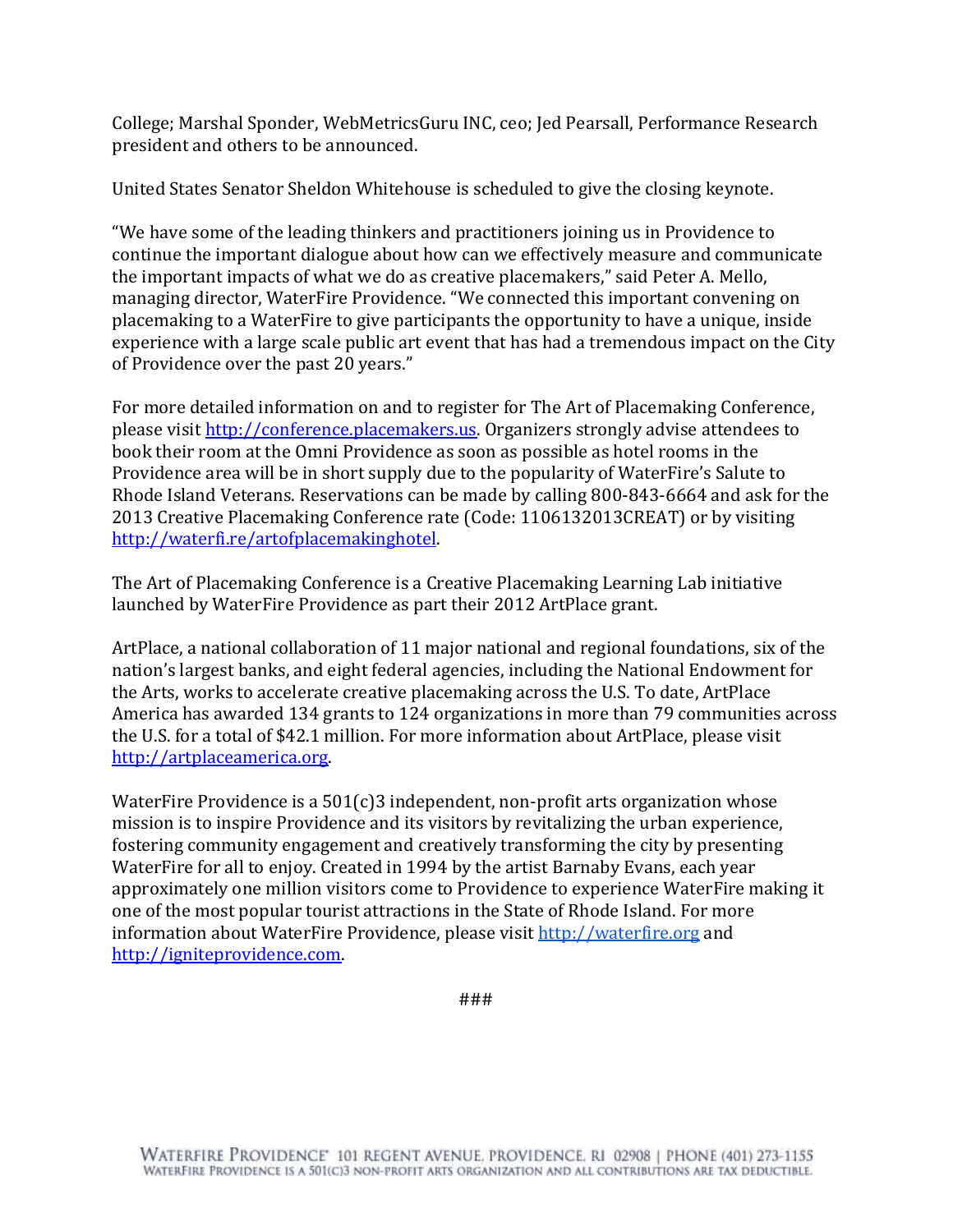College; Marshal Sponder, WebMetricsGuru INC, ceo; Jed Pearsall, Performance Research president and others to be announced.

United States Senator Sheldon Whitehouse is scheduled to give the closing keynote.

"We have some of the leading thinkers and practitioners joining us in Providence to continue the important dialogue about how can we effectively measure and communicate the important impacts of what we do as creative placemakers," said Peter A. Mello, managing director, WaterFire Providence. "We connected this important convening on placemaking to a WaterFire to give participants the opportunity to have a unique, inside experience with a large scale public art event that has had a tremendous impact on the City of Providence over the past 20 years."

For more detailed information on and to register for The Art of Placemaking Conference, please visit http://conference.placemakers.us. Organizers strongly advise attendees to book their room at the Omni Providence as soon as possible as hotel rooms in the Providence area will be in short supply due to the popularity of WaterFire's Salute to Rhode Island Veterans. Reservations can be made by calling 800-843-6664 and ask for the 2013 Creative Placemaking Conference rate (Code: 1106132013CREAT) or by visiting http://waterfi.re/artofplacemakinghotel.

The Art of Placemaking Conference is a Creative Placemaking Learning Lab initiative launched by WaterFire Providence as part their 2012 ArtPlace grant.

ArtPlace, a national collaboration of 11 major national and regional foundations, six of the nation's largest banks, and eight federal agencies, including the National Endowment for the Arts, works to accelerate creative placemaking across the U.S. To date, ArtPlace America has awarded 134 grants to 124 organizations in more than 79 communities across the U.S. for a total of $42.1 million. For more information about ArtPlace, please visit http://artplaceamerica.org.

WaterFire Providence is a 501(c)3 independent, non-profit arts organization whose mission is to inspire Providence and its visitors by revitalizing the urban experience, fostering community engagement and creatively transforming the city by presenting WaterFire for all to enjoy. Created in 1994 by the artist Barnaby Evans, each year approximately one million visitors come to Providence to experience WaterFire making it one of the most popular tourist attractions in the State of Rhode Island. For more information about WaterFire Providence, please visit http://waterfire.org and http://igniteprovidence.com.

###